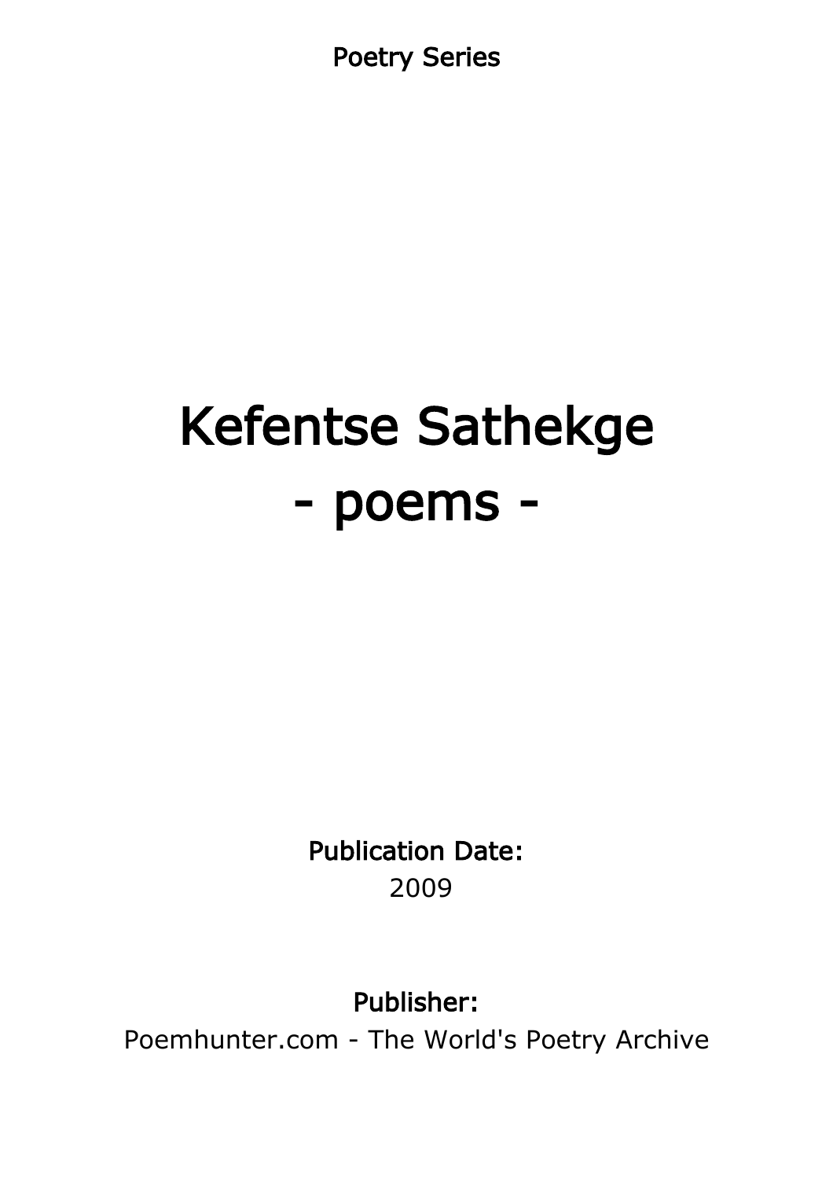Poetry Series

# Kefentse Sathekge
# - poems -

**Publication Date:**
2009

**Publisher:**
Poemhunter.com - The World's Poetry Archive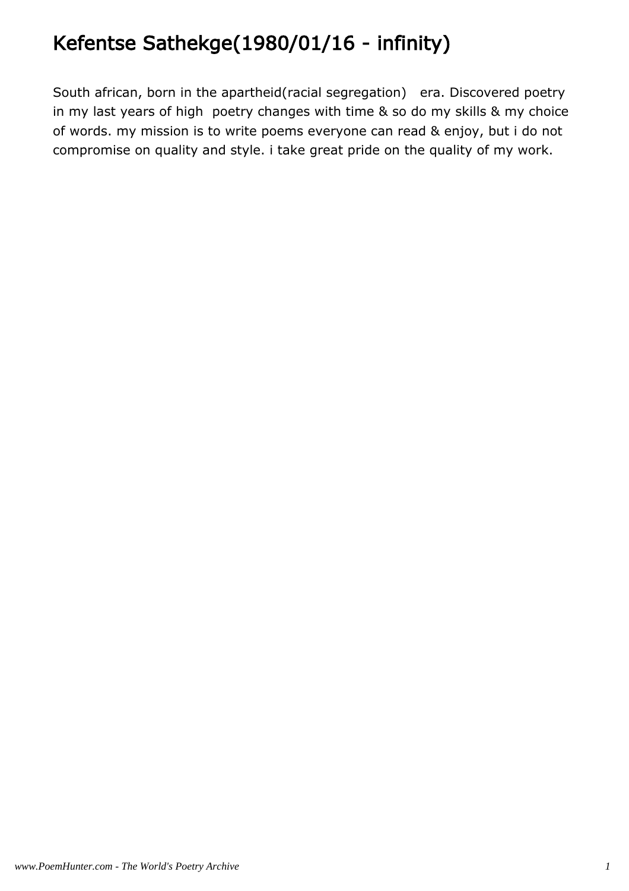# Kefentse Sathekge(1980/01/16 - infinity)

South african, born in the apartheid(racial segregation) era. Discovered poetry in my last years of high poetry changes with time & so do my skills & my choice of words. my mission is to write poems everyone can read & enjoy, but i do not compromise on quality and style. i take great pride on the quality of my work.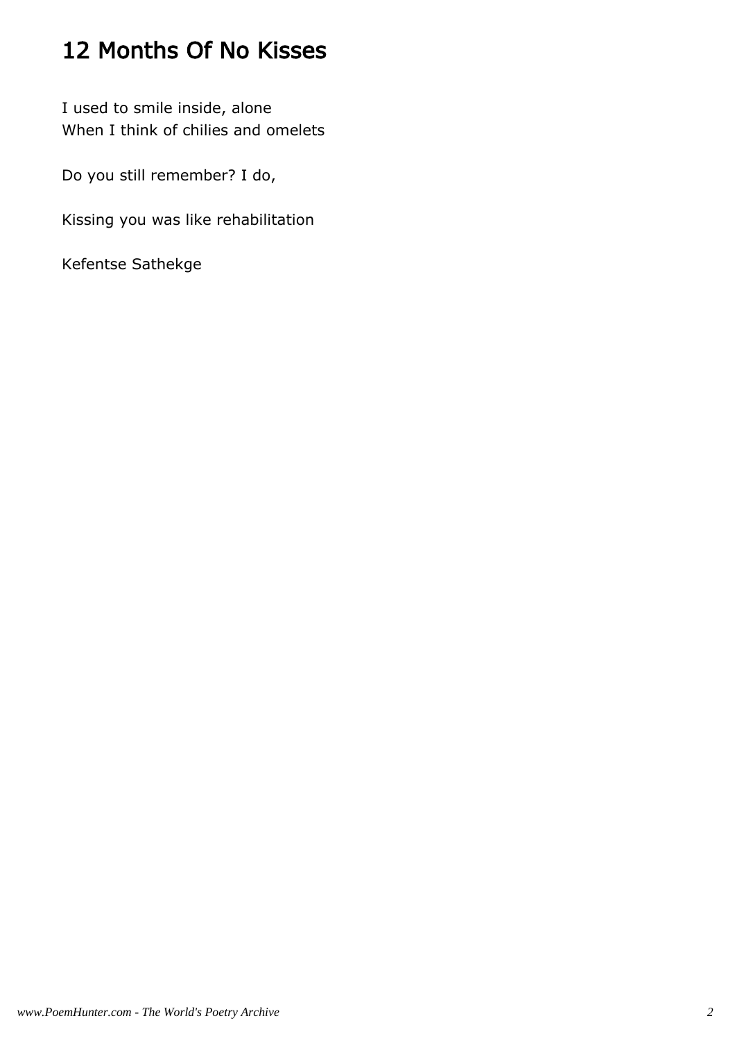# 12 Months Of No Kisses

I used to smile inside, alone
When I think of chilies and omelets

Do you still remember? I do,

Kissing you was like rehabilitation

Kefentse Sathekge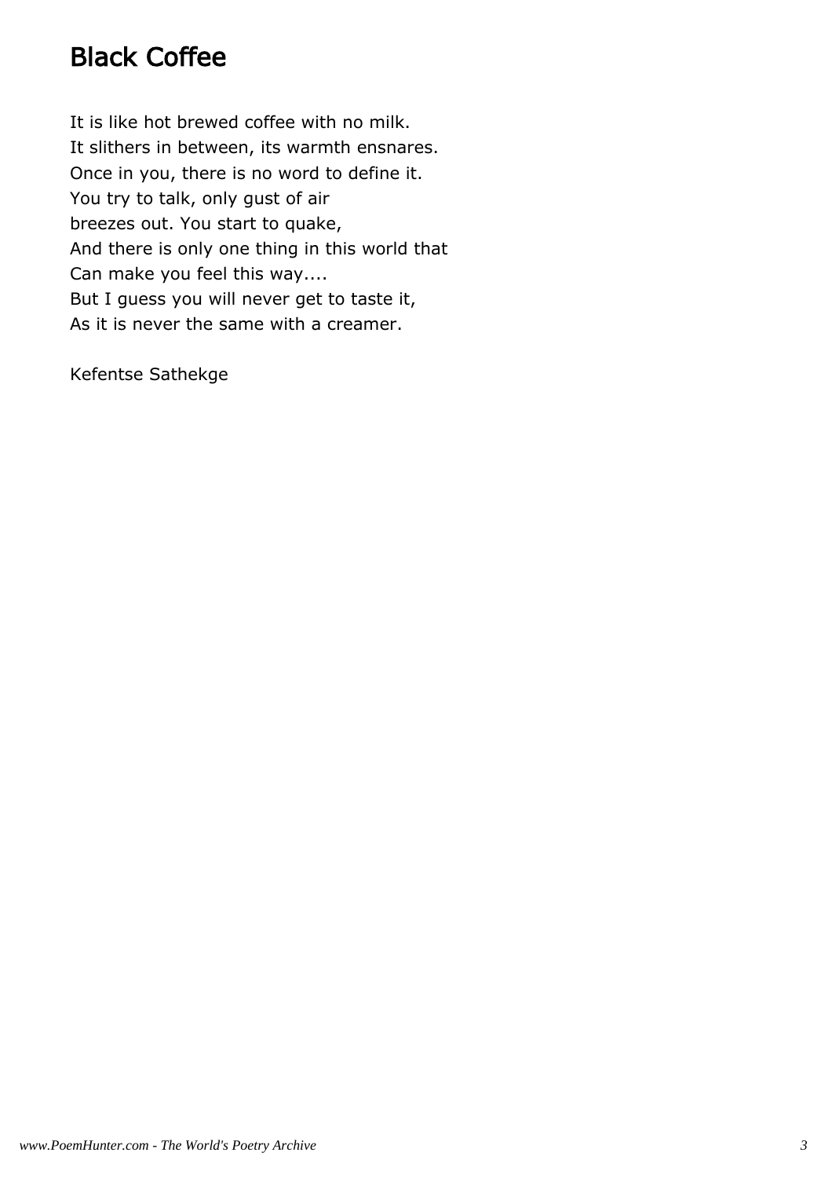# Black Coffee

It is like hot brewed coffee with no milk.  
It slithers in between, its warmth ensnares.  
Once in you, there is no word to define it.  
You try to talk, only gust of air  
breezes out. You start to quake,  
And there is only one thing in this world that  
Can make you feel this way....  
But I guess you will never get to taste it,  
As it is never the same with a creamer.

Kefentse Sathekge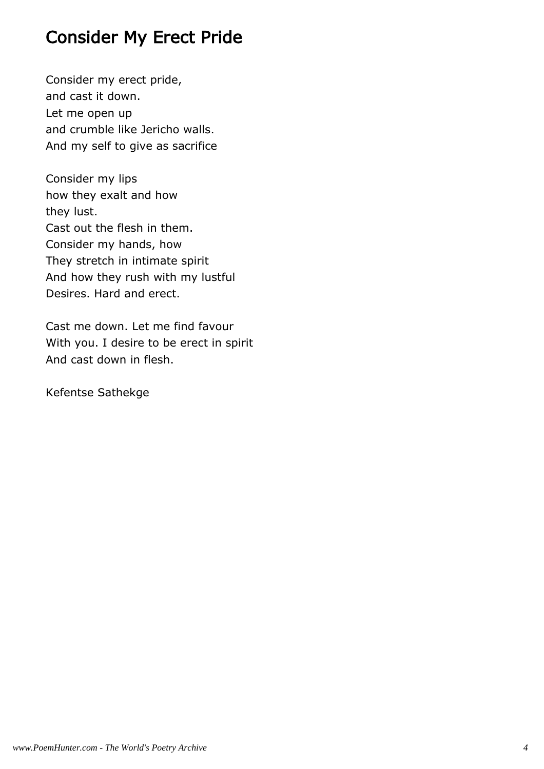# Consider My Erect Pride

Consider my erect pride,
and cast it down.
Let me open up
and crumble like Jericho walls.
And my self to give as sacrifice

Consider my lips
how they exalt and how
they lust.
Cast out the flesh in them.
Consider my hands, how
They stretch in intimate spirit
And how they rush with my lustful
Desires. Hard and erect.

Cast me down. Let me find favour
With you. I desire to be erect in spirit
And cast down in flesh.

Kefentse Sathekge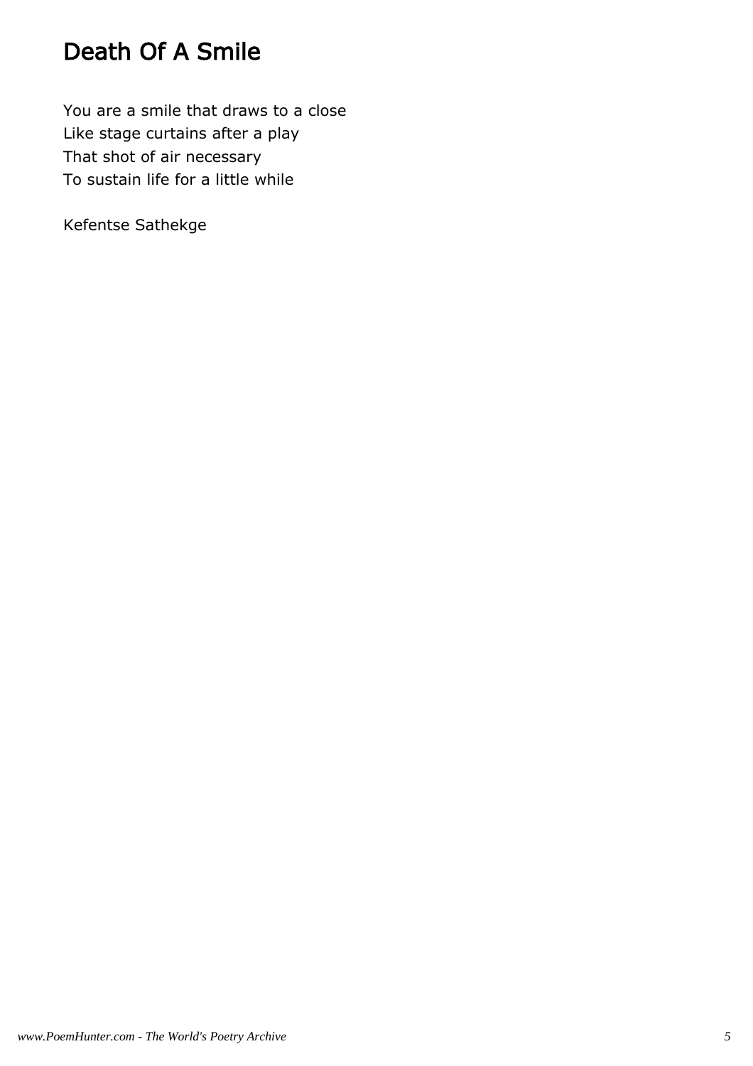# Death Of A Smile

You are a smile that draws to a close
Like stage curtains after a play
That shot of air necessary
To sustain life for a little while

Kefentse Sathekge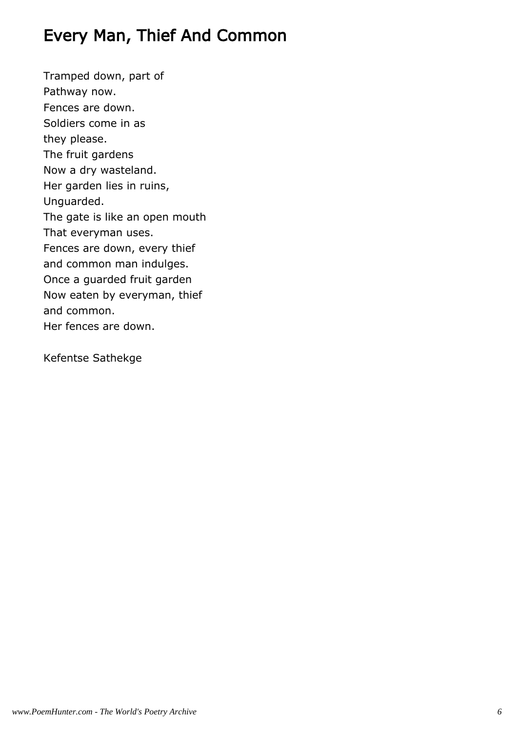# Every Man, Thief And Common

Tramped down, part of  
Pathway now.  
Fences are down.  
Soldiers come in as  
they please.  
The fruit gardens  
Now a dry wasteland.  
Her garden lies in ruins,  
Unguarded.  
The gate is like an open mouth  
That everyman uses.  
Fences are down, every thief  
and common man indulges.  
Once a guarded fruit garden  
Now eaten by everyman, thief  
and common.  
Her fences are down.

Kefentse Sathekge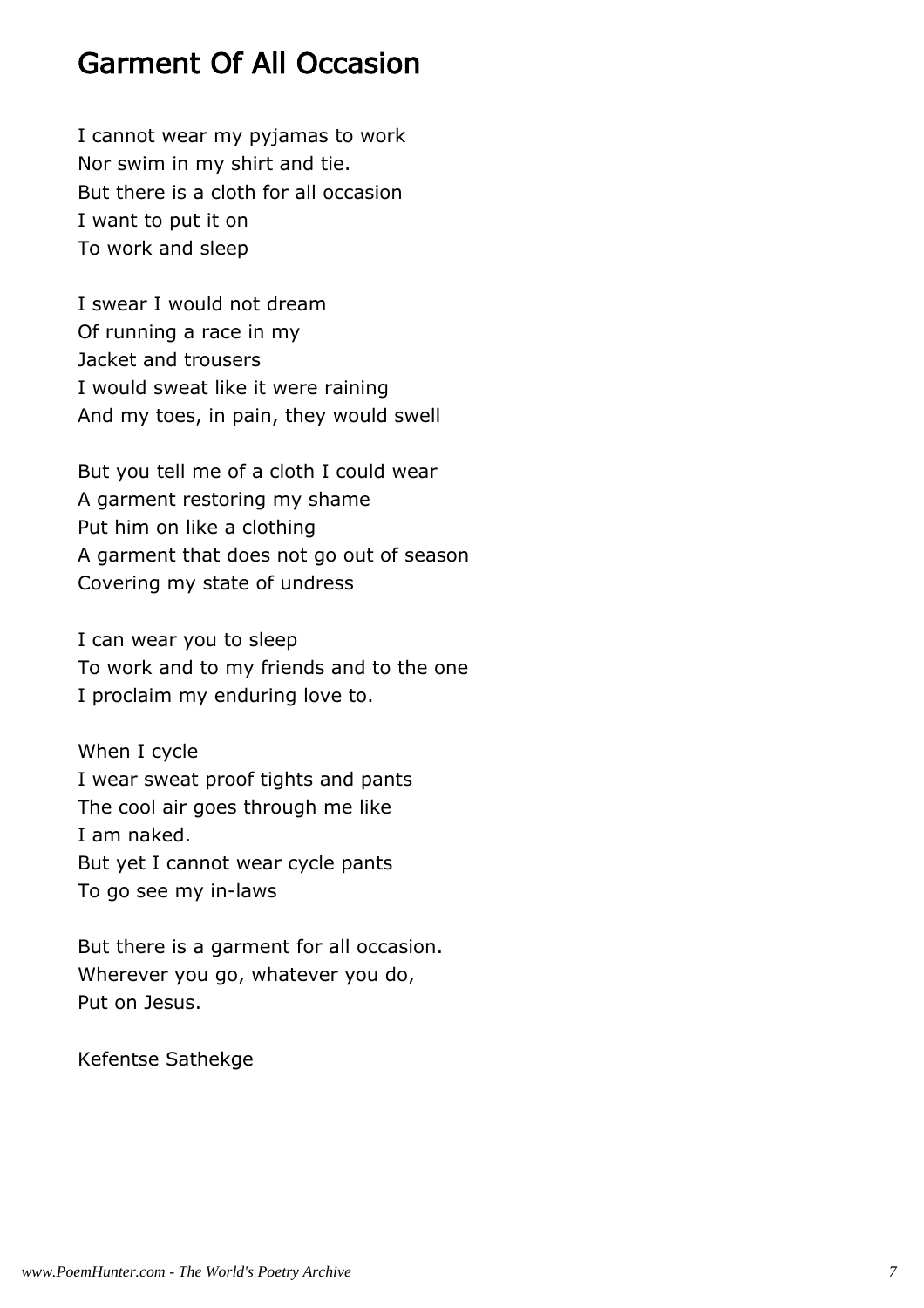# Garment Of All Occasion

I cannot wear my pyjamas to work
Nor swim in my shirt and tie.
But there is a cloth for all occasion
I want to put it on
To work and sleep

I swear I would not dream
Of running a race in my
Jacket and trousers
I would sweat like it were raining
And my toes, in pain, they would swell

But you tell me of a cloth I could wear
A garment restoring my shame
Put him on like a clothing
A garment that does not go out of season
Covering my state of undress

I can wear you to sleep
To work and to my friends and to the one
I proclaim my enduring love to.

When I cycle
I wear sweat proof tights and pants
The cool air goes through me like
I am naked.
But yet I cannot wear cycle pants
To go see my in-laws

But there is a garment for all occasion.
Wherever you go, whatever you do,
Put on Jesus.

Kefentse Sathekge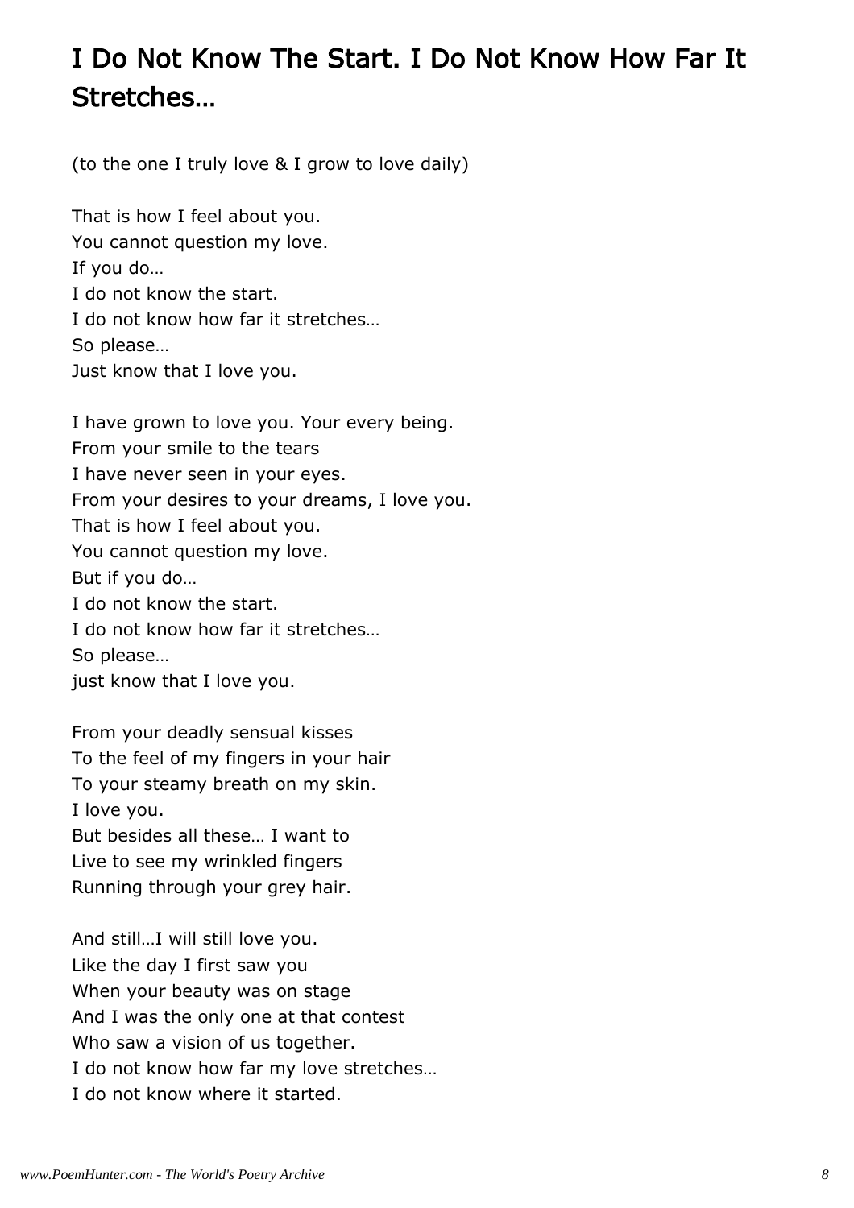# I Do Not Know The Start. I Do Not Know How Far It Stretches…

(to the one I truly love & I grow to love daily)

That is how I feel about you.
You cannot question my love.
If you do…
I do not know the start.
I do not know how far it stretches…
So please…
Just know that I love you.

I have grown to love you. Your every being.
From your smile to the tears
I have never seen in your eyes.
From your desires to your dreams, I love you.
That is how I feel about you.
You cannot question my love.
But if you do…
I do not know the start.
I do not know how far it stretches…
So please…
just know that I love you.

From your deadly sensual kisses
To the feel of my fingers in your hair
To your steamy breath on my skin.
I love you.
But besides all these… I want to
Live to see my wrinkled fingers
Running through your grey hair.

And still…I will still love you.
Like the day I first saw you
When your beauty was on stage
And I was the only one at that contest
Who saw a vision of us together.
I do not know how far my love stretches…
I do not know where it started.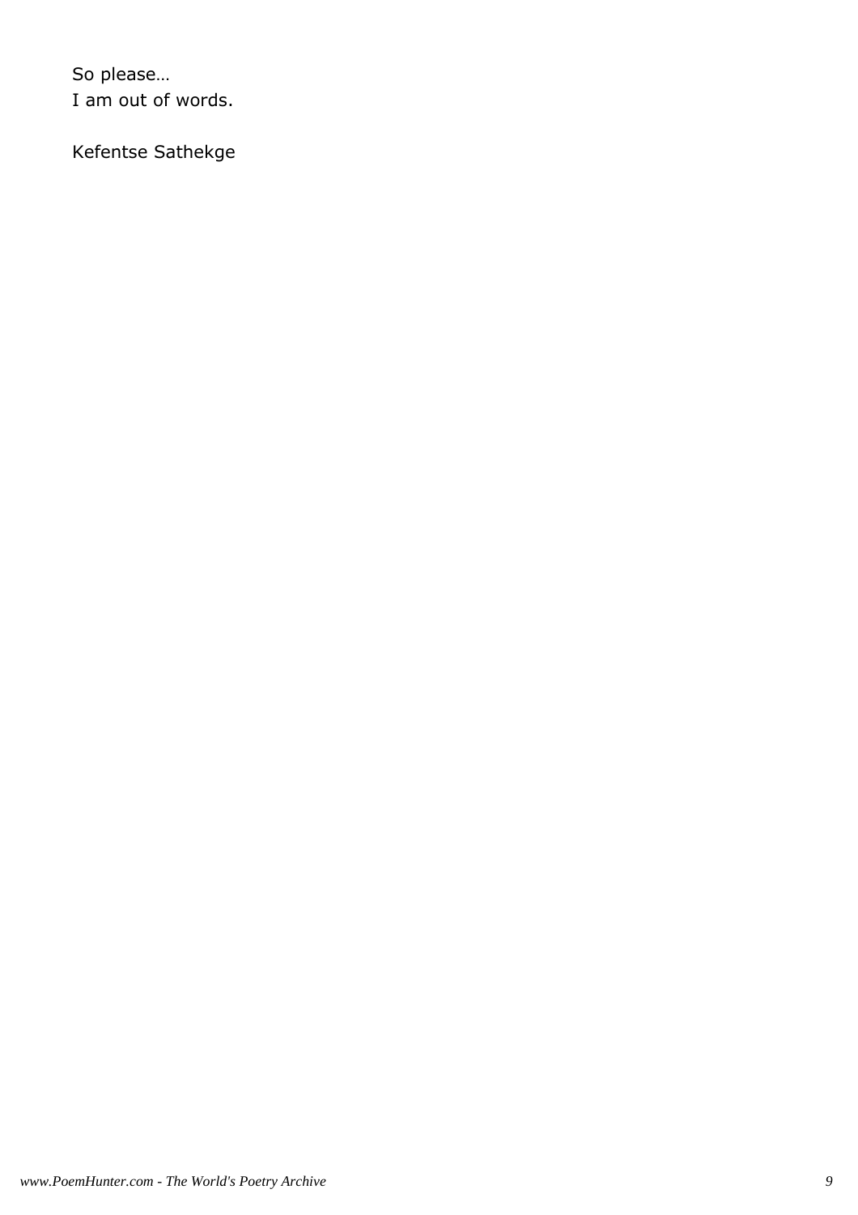So please…
I am out of words.

Kefentse Sathekge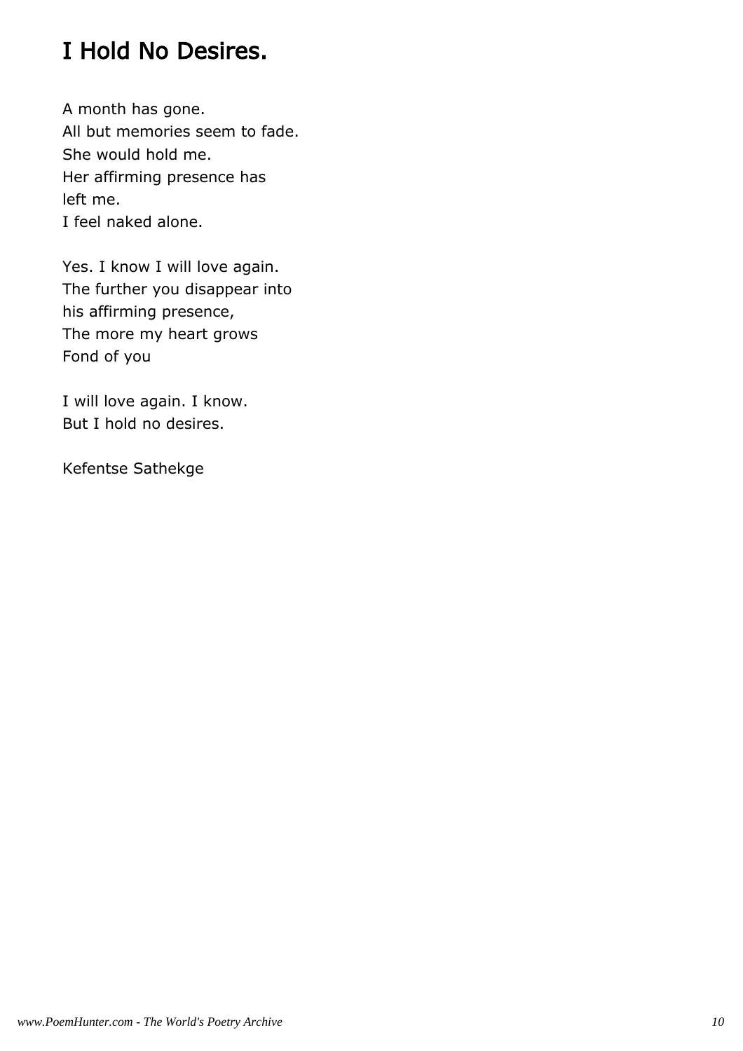# I Hold No Desires.

A month has gone.
All but memories seem to fade.
She would hold me.
Her affirming presence has
left me.
I feel naked alone.

Yes. I know I will love again.
The further you disappear into
his affirming presence,
The more my heart grows
Fond of you

I will love again. I know.
But I hold no desires.

Kefentse Sathekge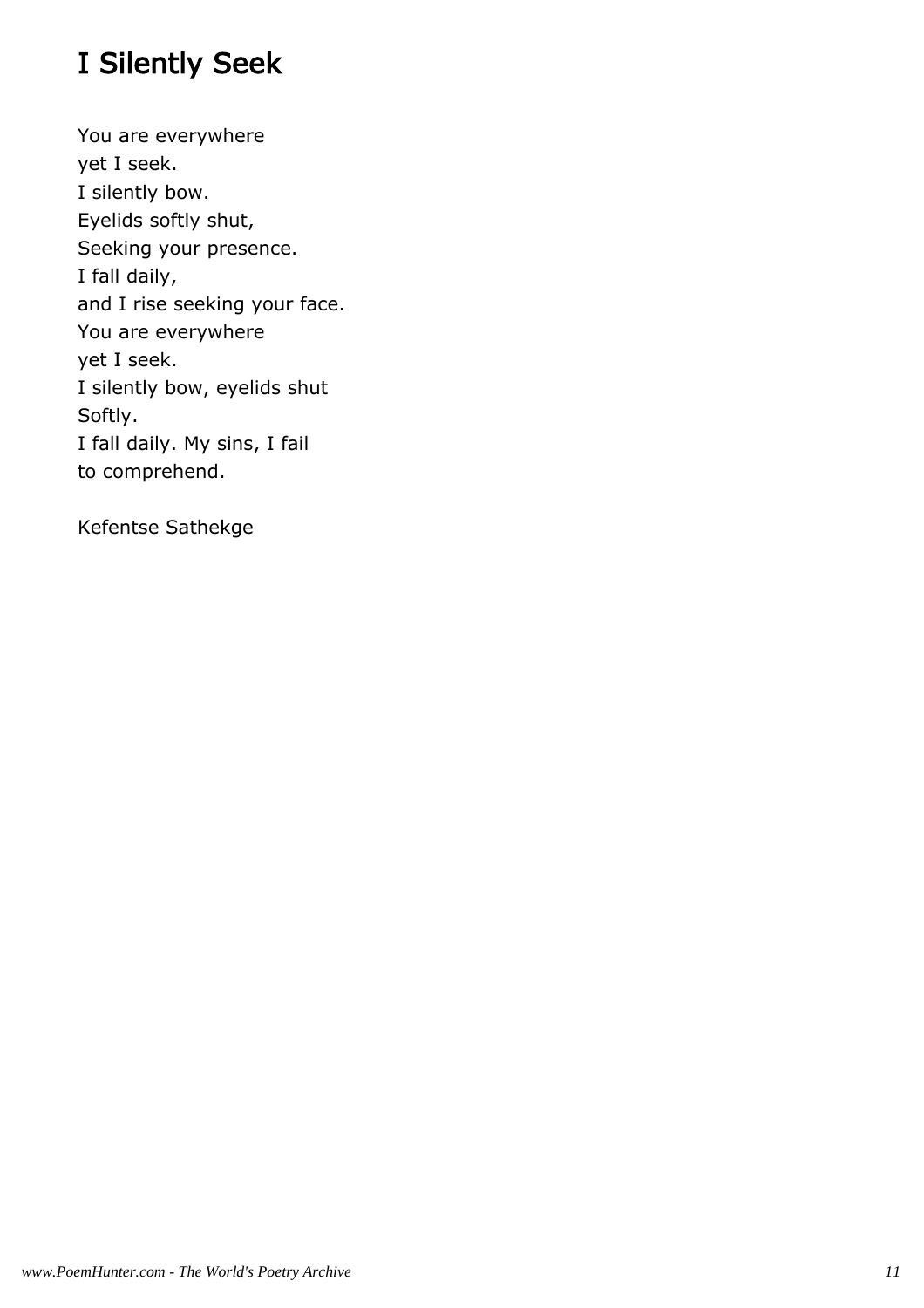# I Silently Seek

You are everywhere
yet I seek.
I silently bow.
Eyelids softly shut,
Seeking your presence.
I fall daily,
and I rise seeking your face.
You are everywhere
yet I seek.
I silently bow, eyelids shut
Softly.
I fall daily. My sins, I fail
to comprehend.

Kefentse Sathekge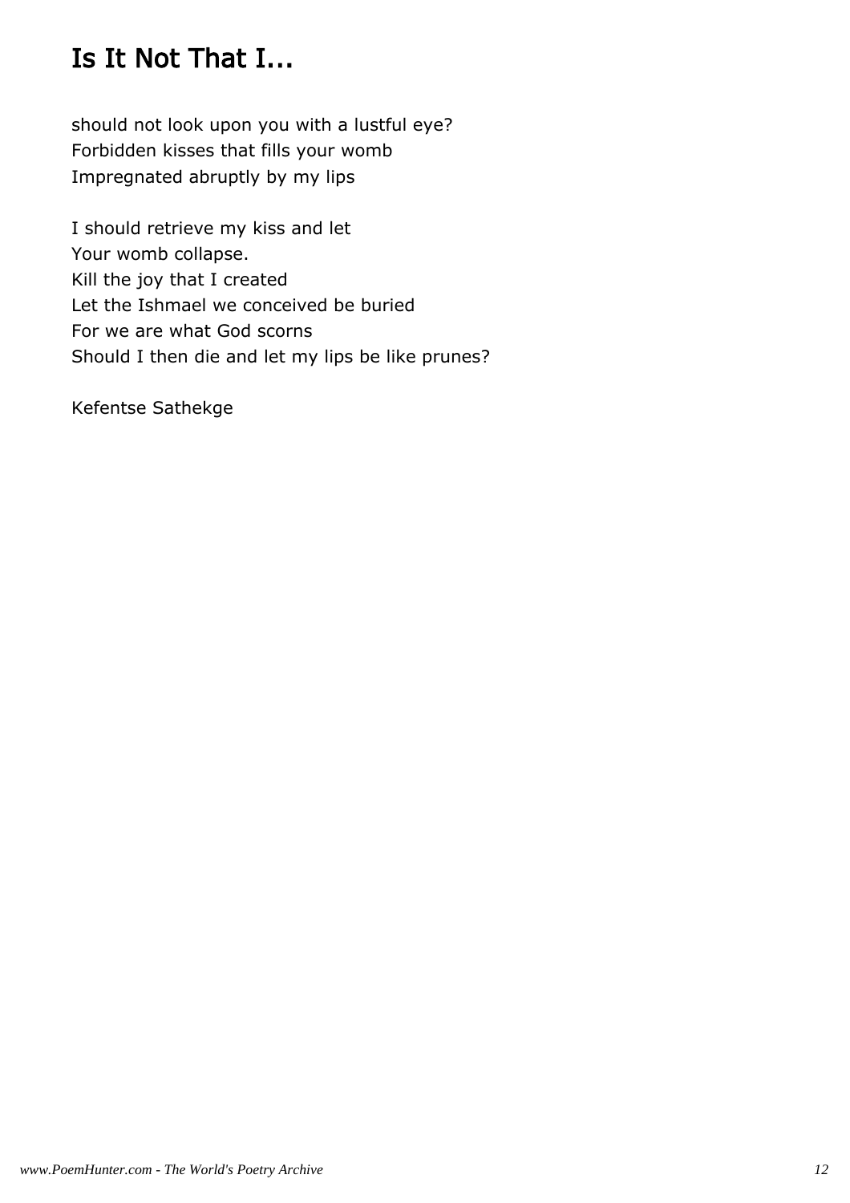# Is It Not That I...

should not look upon you with a lustful eye?
Forbidden kisses that fills your womb
Impregnated abruptly by my lips

I should retrieve my kiss and let
Your womb collapse.
Kill the joy that I created
Let the Ishmael we conceived be buried
For we are what God scorns
Should I then die and let my lips be like prunes?

Kefentse Sathekge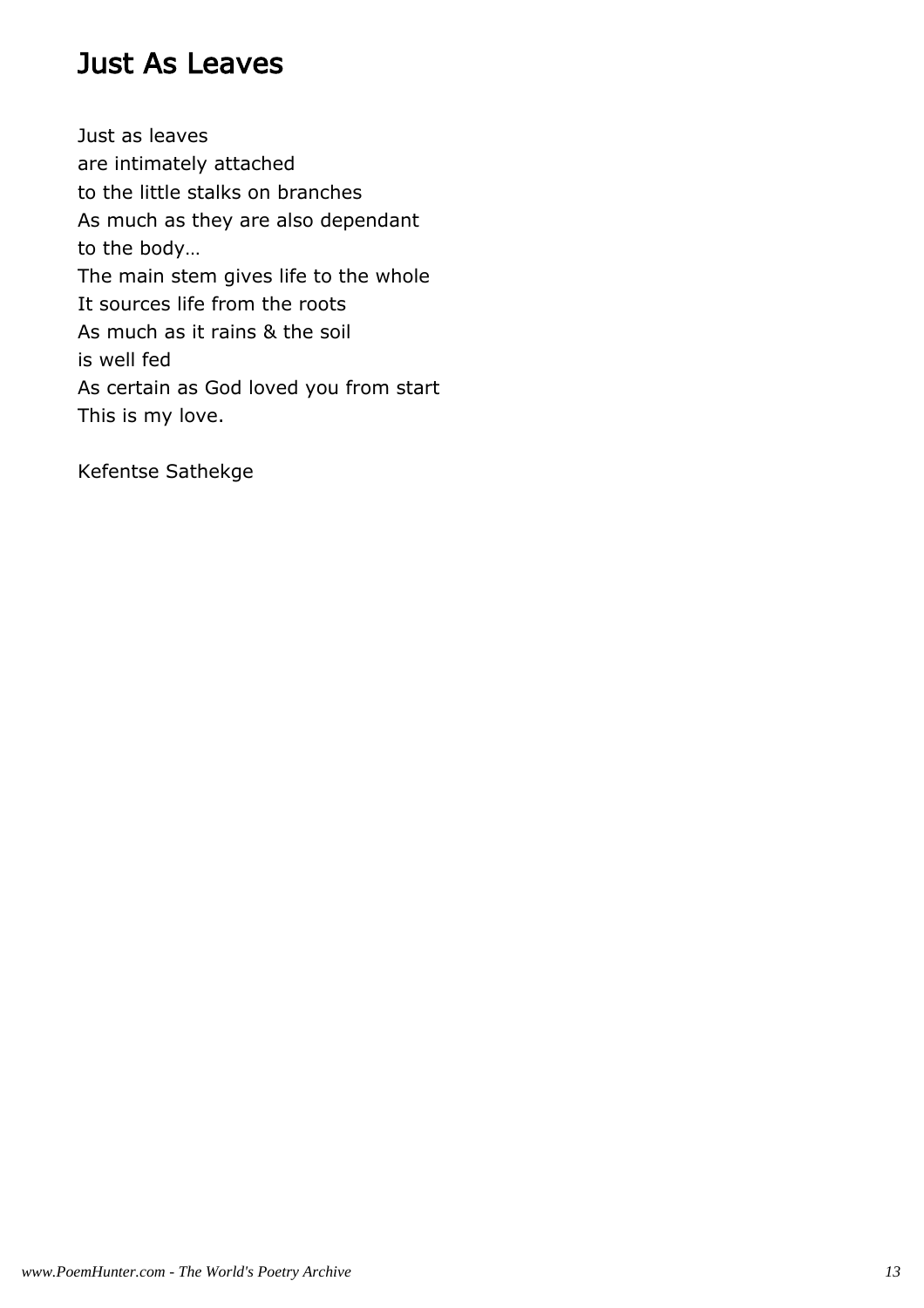# Just As Leaves

Just as leaves  
are intimately attached  
to the little stalks on branches  
As much as they are also dependant  
to the body…  
The main stem gives life to the whole  
It sources life from the roots  
As much as it rains & the soil  
is well fed  
As certain as God loved you from start  
This is my love.

Kefentse Sathekge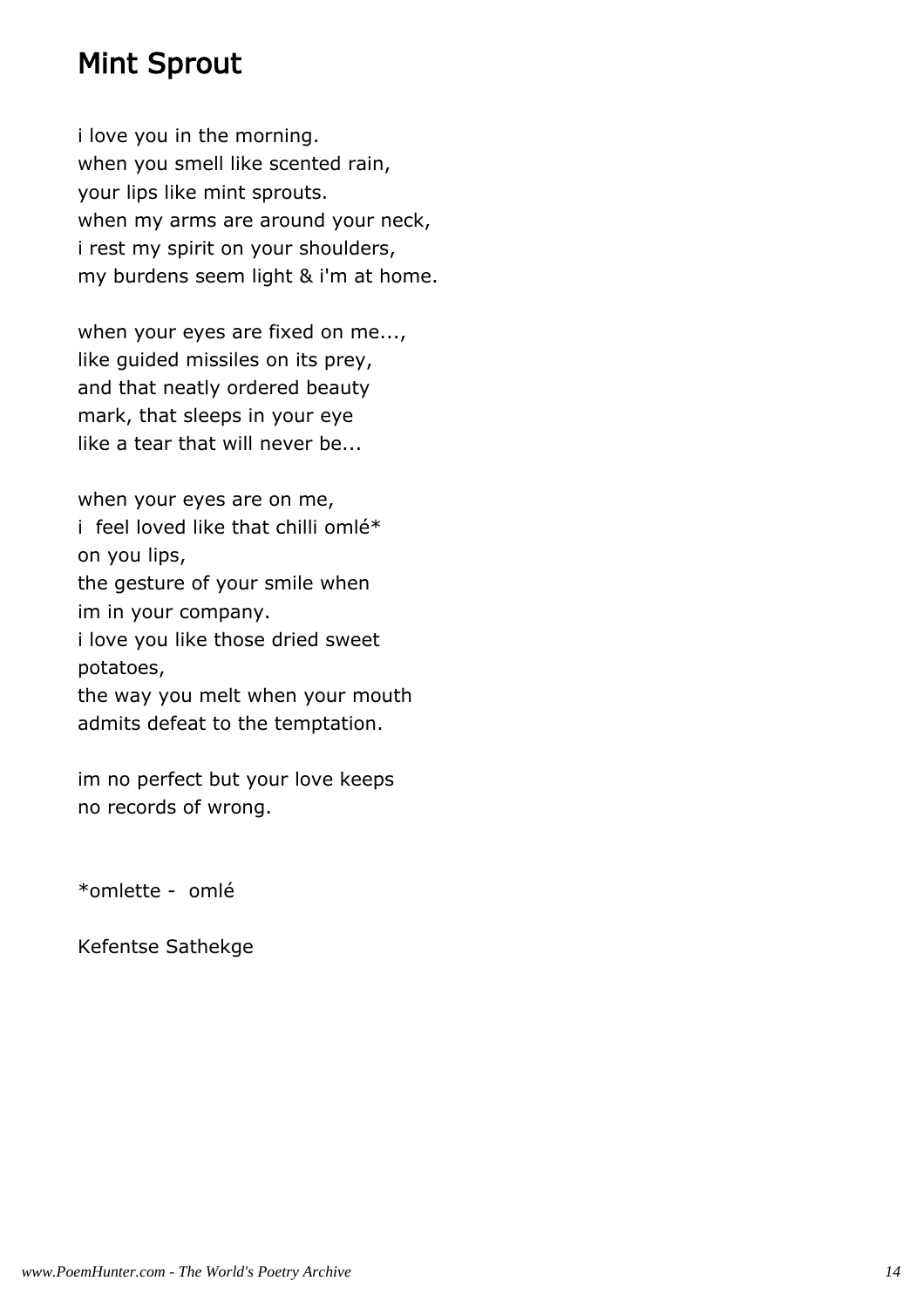# Mint Sprout

i love you in the morning.
when you smell like scented rain,
your lips like mint sprouts.
when my arms are around your neck,
i rest my spirit on your shoulders,
my burdens seem light & i'm at home.

when your eyes are fixed on me...,
like guided missiles on its prey,
and that neatly ordered beauty
mark, that sleeps in your eye
like a tear that will never be...

when your eyes are on me,
i  feel loved like that chilli omlé*
on you lips,
the gesture of your smile when
im in your company.
i love you like those dried sweet
potatoes,
the way you melt when your mouth
admits defeat to the temptation.

im no perfect but your love keeps
no records of wrong.

*omlette -  omlé

Kefentse Sathekge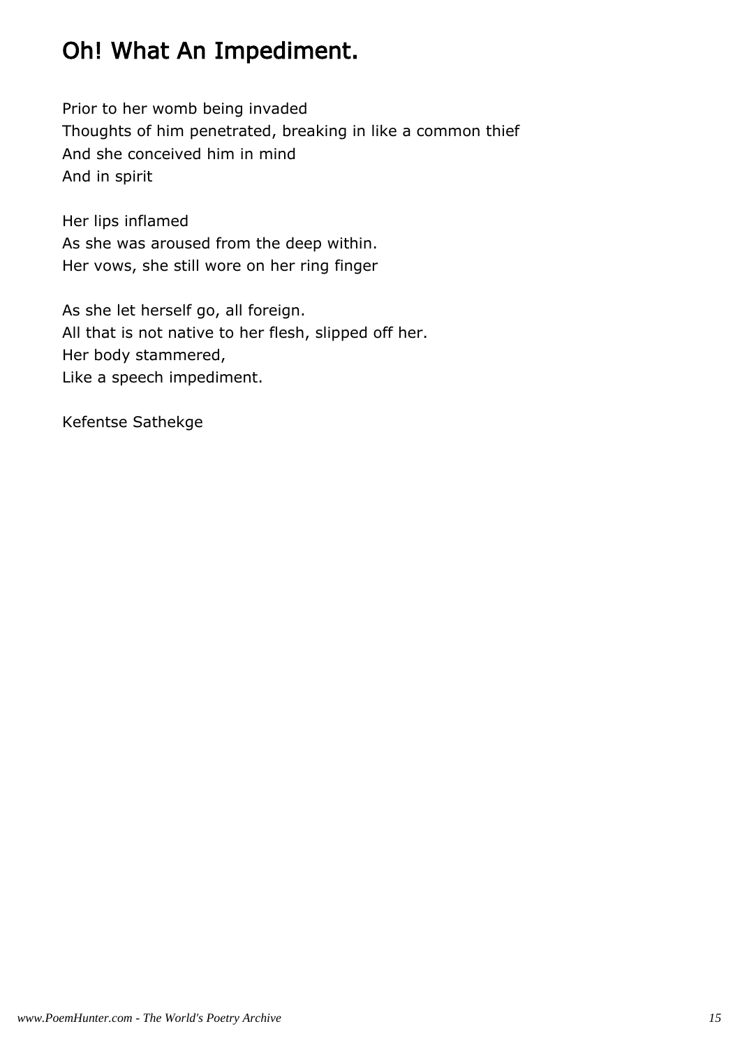# Oh! What An Impediment.

Prior to her womb being invaded
Thoughts of him penetrated, breaking in like a common thief
And she conceived him in mind
And in spirit

Her lips inflamed
As she was aroused from the deep within.
Her vows, she still wore on her ring finger

As she let herself go, all foreign.
All that is not native to her flesh, slipped off her.
Her body stammered,
Like a speech impediment.

Kefentse Sathekge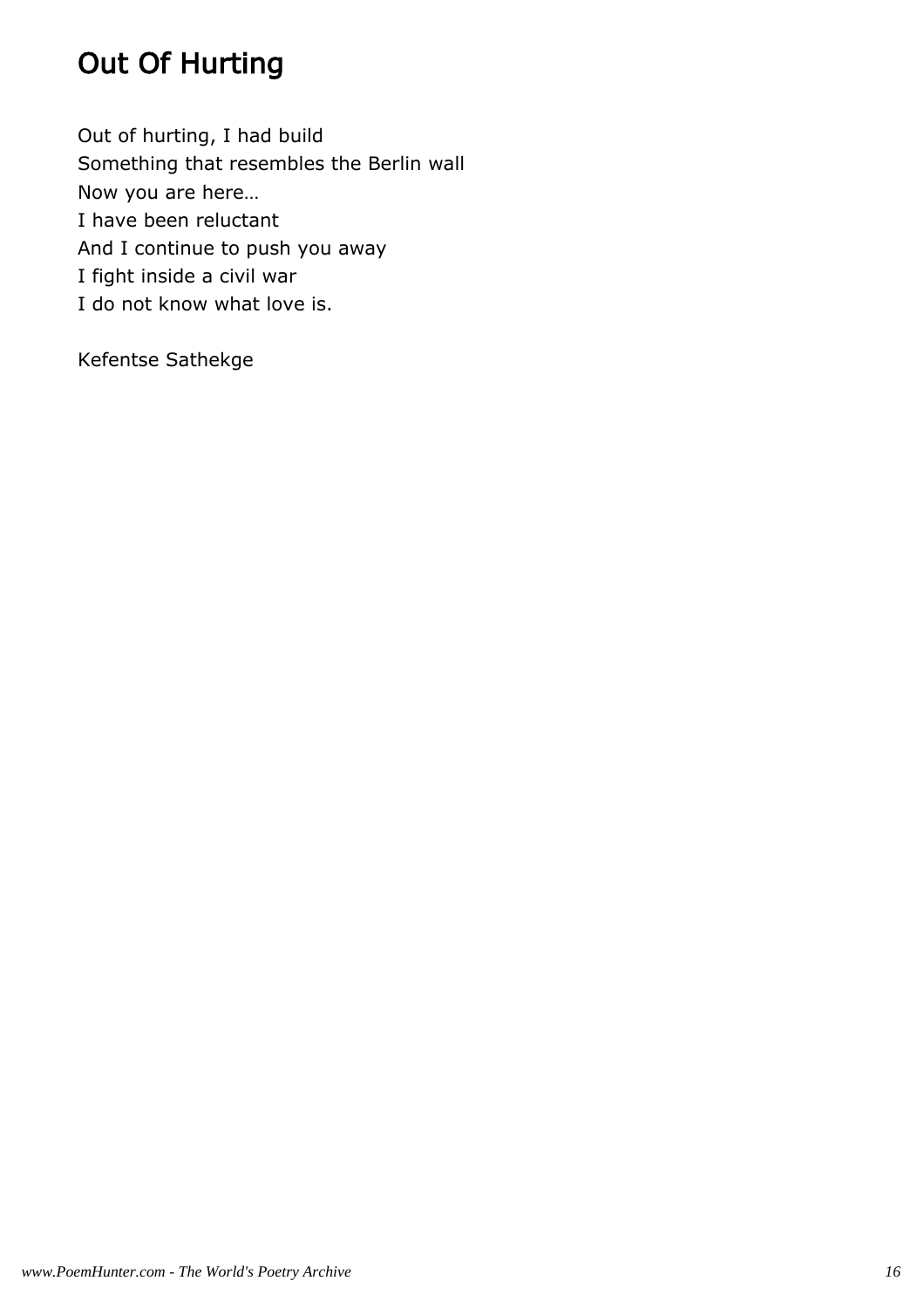# Out Of Hurting

Out of hurting, I had build
Something that resembles the Berlin wall
Now you are here…
I have been reluctant
And I continue to push you away
I fight inside a civil war
I do not know what love is.

Kefentse Sathekge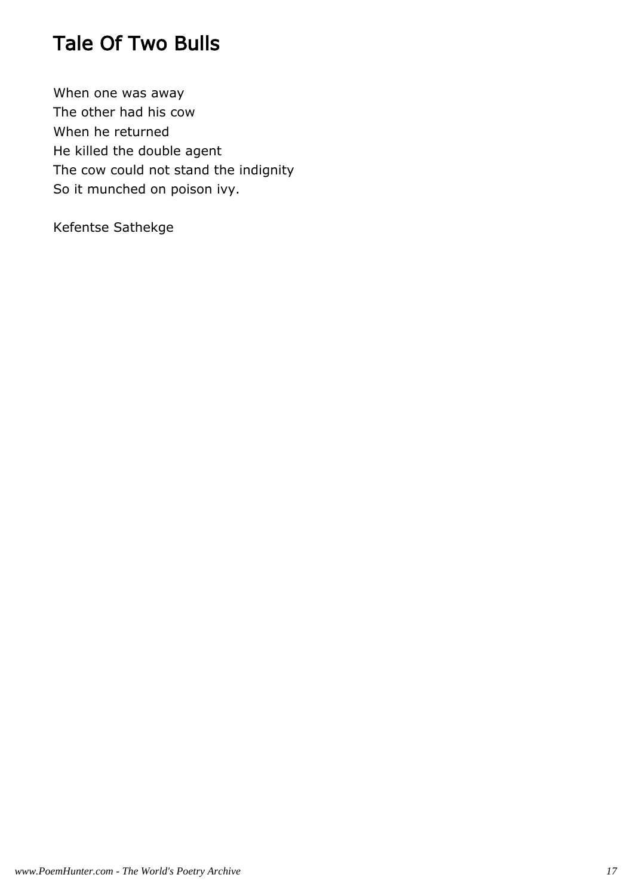# Tale Of Two Bulls

When one was away
The other had his cow
When he returned
He killed the double agent
The cow could not stand the indignity
So it munched on poison ivy.

Kefentse Sathekge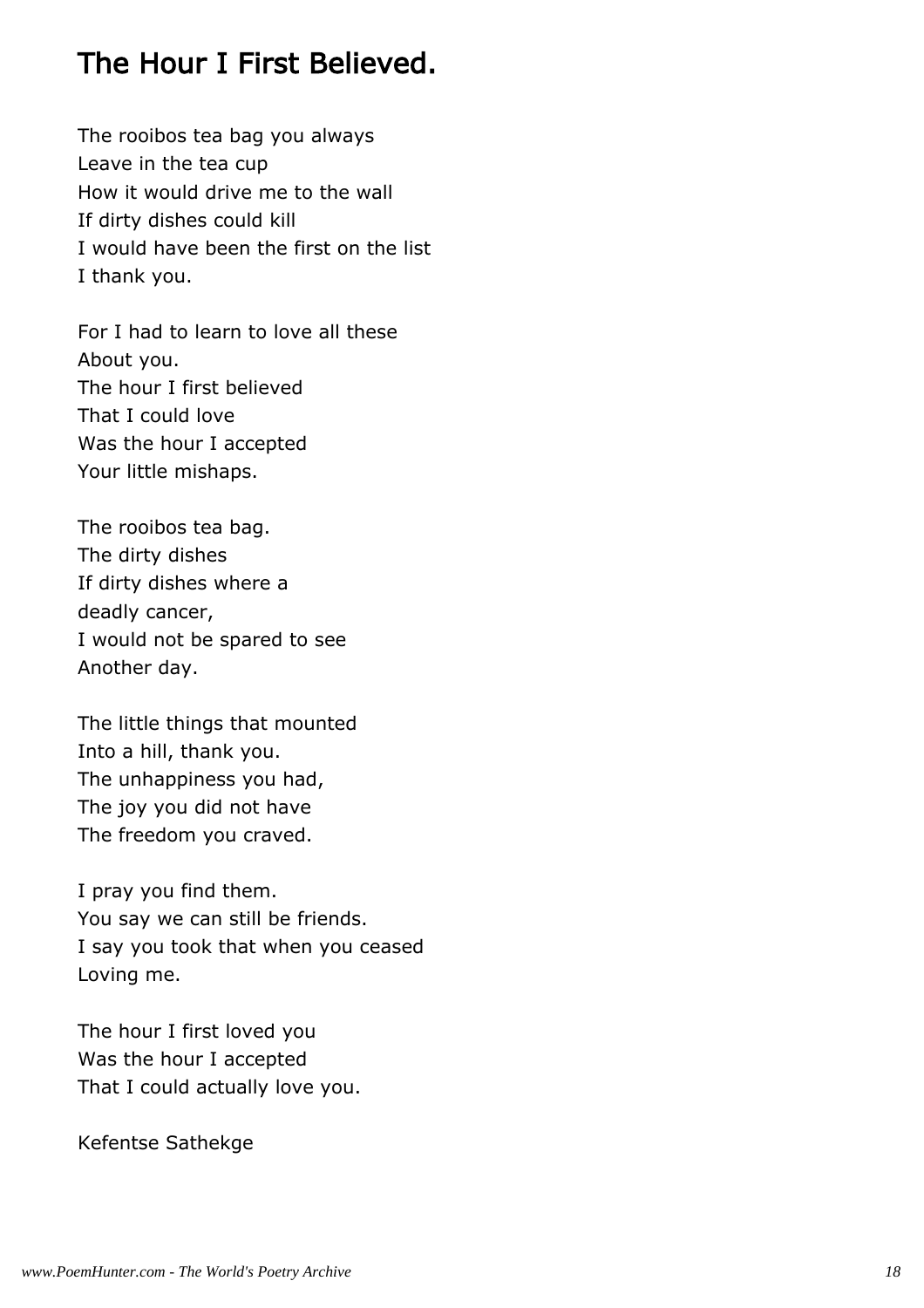# The Hour I First Believed.

The rooibos tea bag you always
Leave in the tea cup
How it would drive me to the wall
If dirty dishes could kill
I would have been the first on the list
I thank you.

For I had to learn to love all these
About you.
The hour I first believed
That I could love
Was the hour I accepted
Your little mishaps.

The rooibos tea bag.
The dirty dishes
If dirty dishes where a
deadly cancer,
I would not be spared to see
Another day.

The little things that mounted
Into a hill, thank you.
The unhappiness you had,
The joy you did not have
The freedom you craved.

I pray you find them.
You say we can still be friends.
I say you took that when you ceased
Loving me.

The hour I first loved you
Was the hour I accepted
That I could actually love you.

Kefentse Sathekge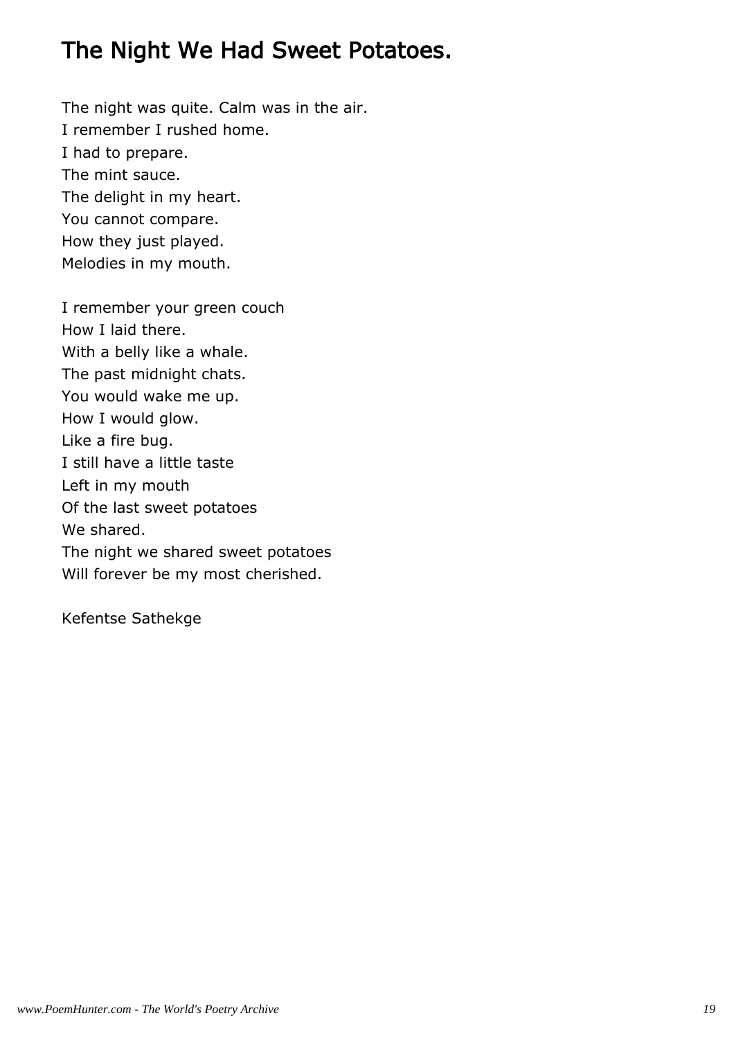# The Night We Had Sweet Potatoes.

The night was quite. Calm was in the air.
I remember I rushed home.
I had to prepare.
The mint sauce.
The delight in my heart.
You cannot compare.
How they just played.
Melodies in my mouth.

I remember your green couch
How I laid there.
With a belly like a whale.
The past midnight chats.
You would wake me up.
How I would glow.
Like a fire bug.
I still have a little taste
Left in my mouth
Of the last sweet potatoes
We shared.
The night we shared sweet potatoes
Will forever be my most cherished.

Kefentse Sathekge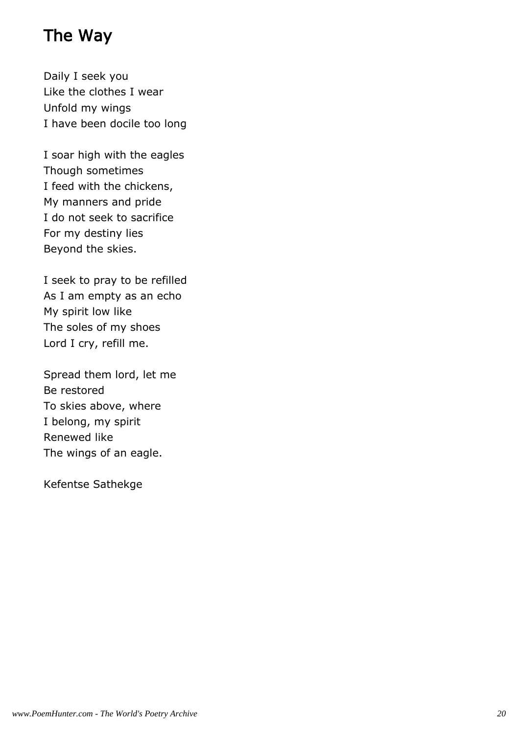# The Way

Daily I seek you
Like the clothes I wear
Unfold my wings
I have been docile too long

I soar high with the eagles
Though sometimes
I feed with the chickens,
My manners and pride
I do not seek to sacrifice
For my destiny lies
Beyond the skies.

I seek to pray to be refilled
As I am empty as an echo
My spirit low like
The soles of my shoes
Lord I cry, refill me.

Spread them lord, let me
Be restored
To skies above, where
I belong, my spirit
Renewed like
The wings of an eagle.

Kefentse Sathekge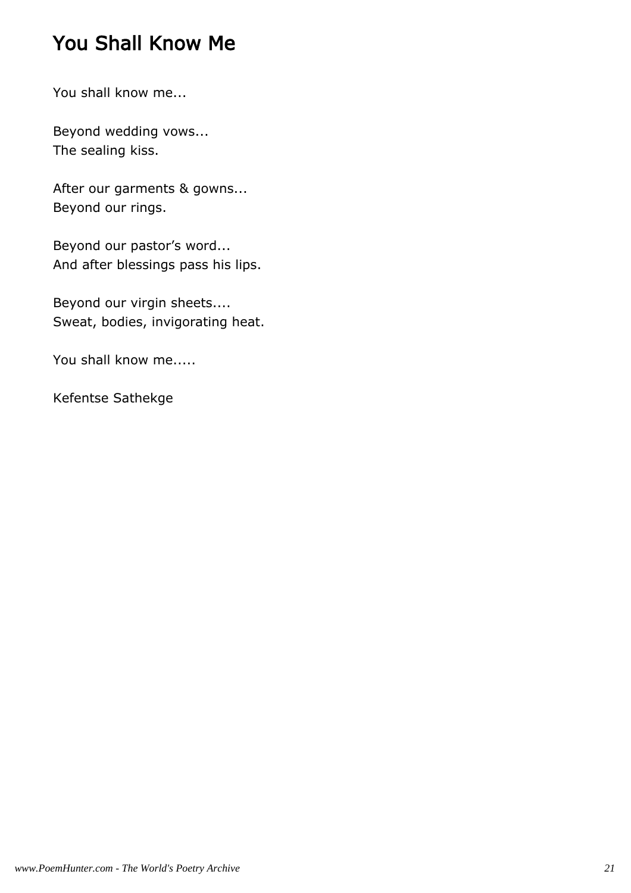# You Shall Know Me

You shall know me...

Beyond wedding vows...  
The sealing kiss.

After our garments & gowns...  
Beyond our rings.

Beyond our pastor’s word...  
And after blessings pass his lips.

Beyond our virgin sheets....  
Sweat, bodies, invigorating heat.

You shall know me.....

Kefentse Sathekge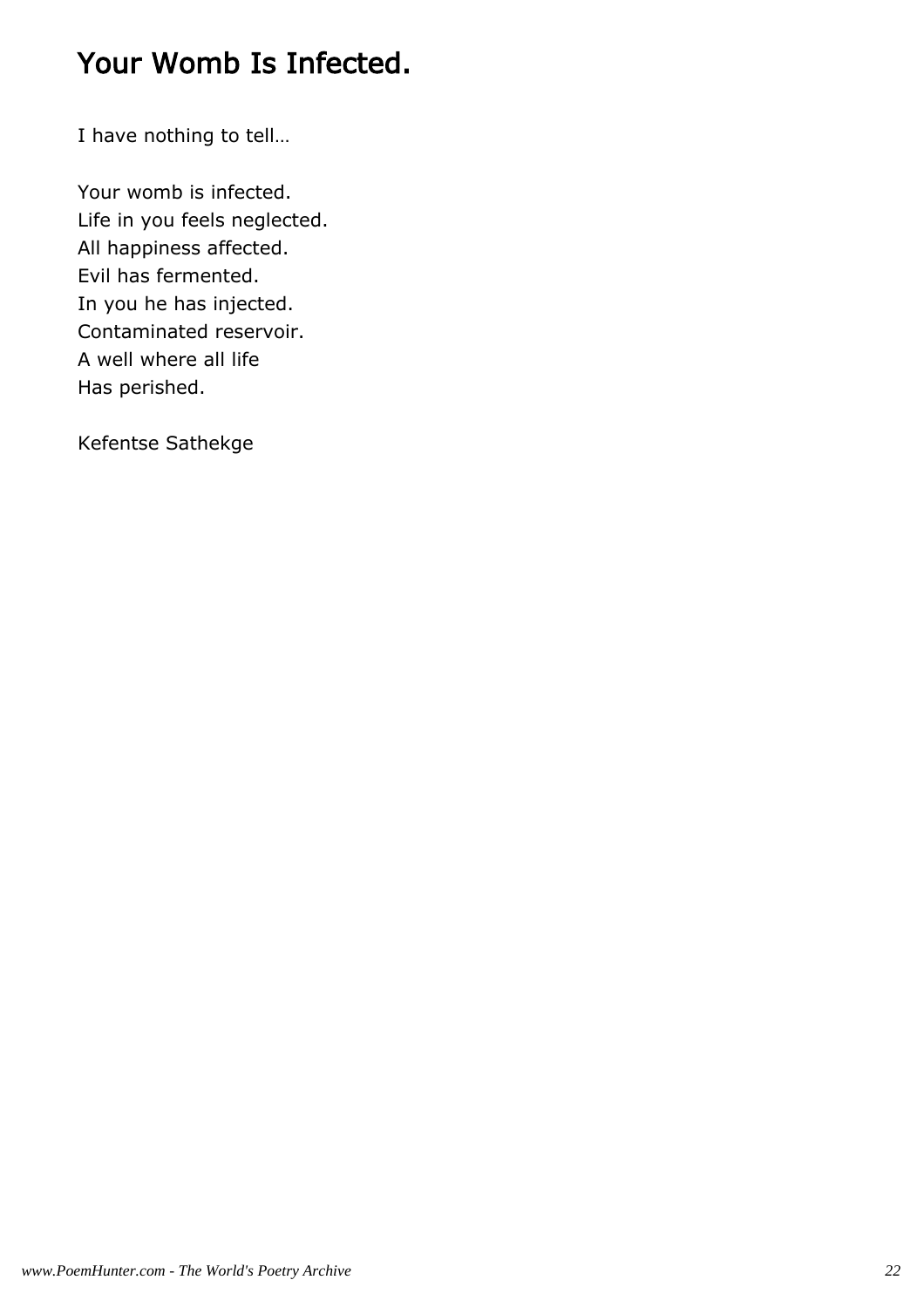# Your Womb Is Infected.

I have nothing to tell…

Your womb is infected.
Life in you feels neglected.
All happiness affected.
Evil has fermented.
In you he has injected.
Contaminated reservoir.
A well where all life
Has perished.

Kefentse Sathekge